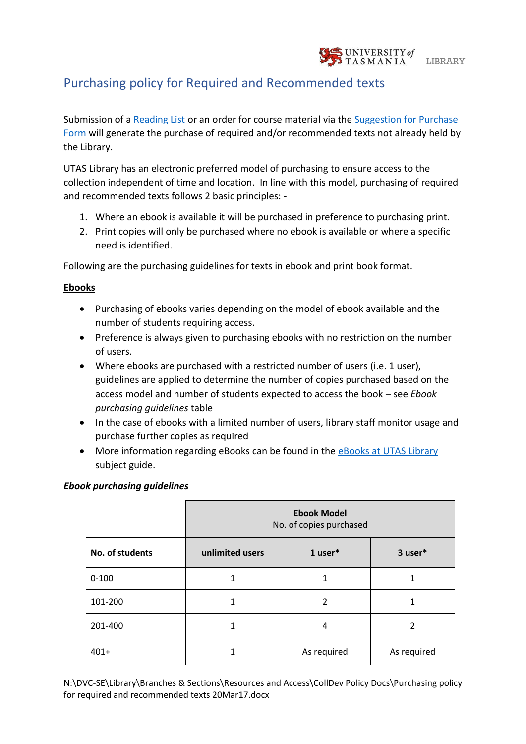# Purchasing policy for Required and Recommended texts

Submission of a Reading List or an order for course material via the Suggestion for Purchase Form will generate the purchase of required and/or recommended texts not already held by the Library.

UTAS Library has an electronic preferred model of purchasing to ensure access to the collection independent of time and location. In line with this model, purchasing of required and recommended texts follows 2 basic principles: -

1. Where an ebook is available it will be purchased in preference to purchasing print.
2. Print copies will only be purchased where no ebook is available or where a specific need is identified.

Following are the purchasing guidelines for texts in ebook and print book format.

**Ebooks**

- Purchasing of ebooks varies depending on the model of ebook available and the number of students requiring access.
- Preference is always given to purchasing ebooks with no restriction on the number of users.
- Where ebooks are purchased with a restricted number of users (i.e. 1 user), guidelines are applied to determine the number of copies purchased based on the access model and number of students expected to access the book – see *Ebook purchasing guidelines* table
- In the case of ebooks with a limited number of users, library staff monitor usage and purchase further copies as required
- More information regarding eBooks can be found in the eBooks at UTAS Library subject guide.

***Ebook purchasing guidelines***

| | **Ebook Model** No. of copies purchased | | |
|---|---|---|---|
| **No. of students** | **unlimited users** | **1 user*** | **3 user*** |
| 0-100 | 1 | 1 | 1 |
| 101-200 | 1 | 2 | 1 |
| 201-400 | 1 | 4 | 2 |
| 401+ | 1 | As required | As required |

N:\DVC-SE\Library\Branches & Sections\Resources and Access\CollDev Policy Docs\Purchasing policy for required and recommended texts 20Mar17.docx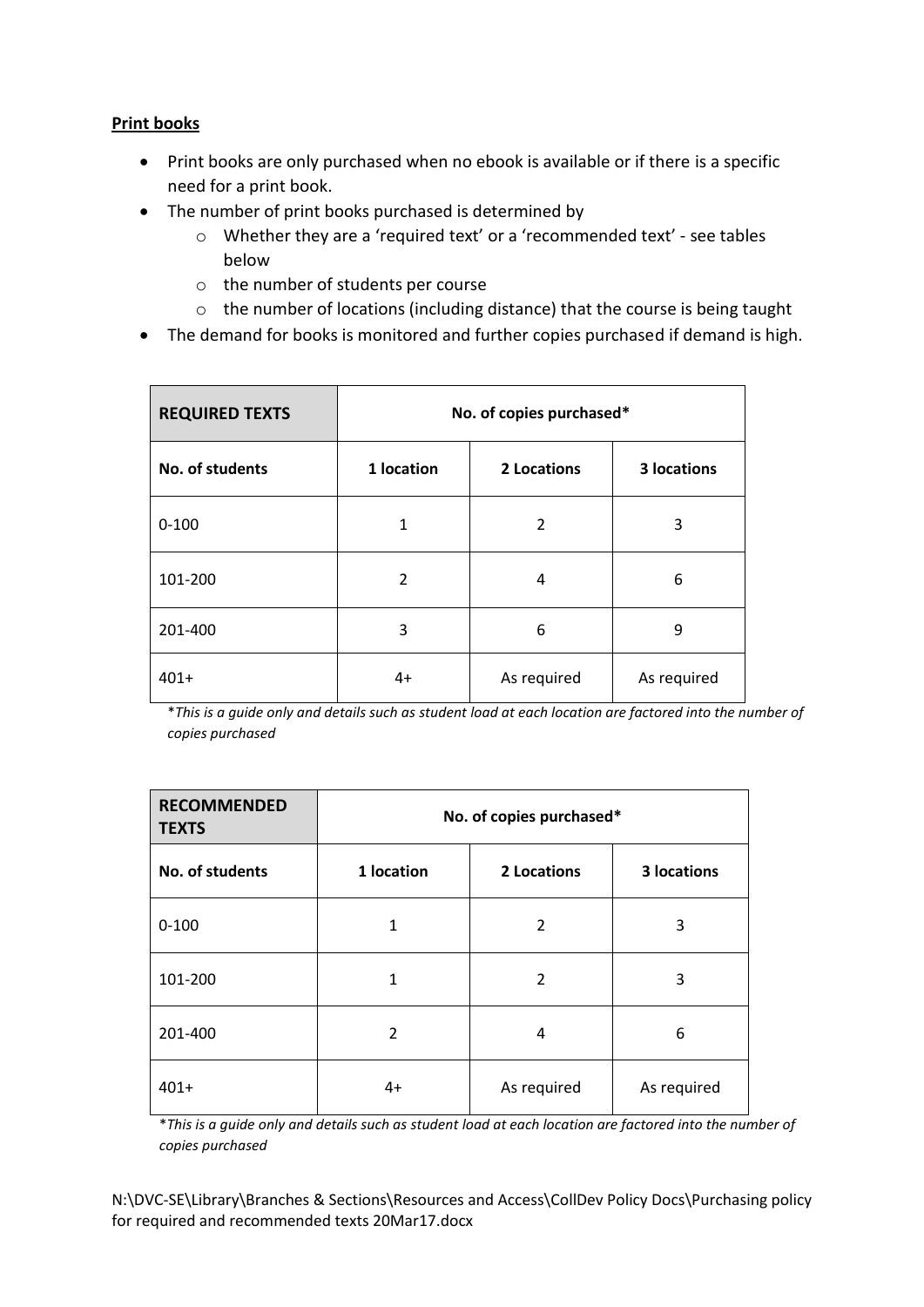**Print books**

- Print books are only purchased when no ebook is available or if there is a specific need for a print book.
- The number of print books purchased is determined by
    - Whether they are a 'required text' or a 'recommended text' - see tables below
    - the number of students per course
    - the number of locations (including distance) that the course is being taught
- The demand for books is monitored and further copies purchased if demand is high.

| **REQUIRED TEXTS** | **No. of copies purchased*** | | |
|---|---|---|---|
| **No. of students** | **1 location** | **2 Locations** | **3 locations** |
| 0-100 | 1 | 2 | 3 |
| 101-200 | 2 | 4 | 6 |
| 201-400 | 3 | 6 | 9 |
| 401+ | 4+ | As required | As required |

**This is a guide only and details such as student load at each location are factored into the number of copies purchased*

| **RECOMMENDED TEXTS** | **No. of copies purchased*** | | |
|---|---|---|---|
| **No. of students** | **1 location** | **2 Locations** | **3 locations** |
| 0-100 | 1 | 2 | 3 |
| 101-200 | 1 | 2 | 3 |
| 201-400 | 2 | 4 | 6 |
| 401+ | 4+ | As required | As required |

**This is a guide only and details such as student load at each location are factored into the number of copies purchased*